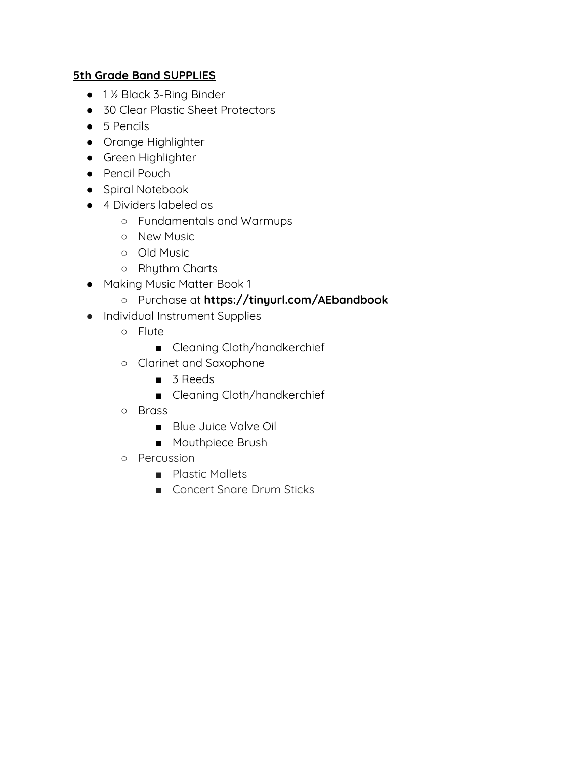**<u>5th Grade Band SUPPLIES</u>**

- 1 ½ Black 3-Ring Binder
- 30 Clear Plastic Sheet Protectors
- 5 Pencils
- Orange Highlighter
- Green Highlighter
- Pencil Pouch
- Spiral Notebook
- 4 Dividers labeled as
  - Fundamentals and Warmups
  - New Music
  - Old Music
  - Rhythm Charts
- Making Music Matter Book 1
  - Purchase at **https://tinyurl.com/AEbandbook**
- Individual Instrument Supplies
  - Flute
    - Cleaning Cloth/handkerchief
  - Clarinet and Saxophone
    - 3 Reeds
    - Cleaning Cloth/handkerchief
  - Brass
    - Blue Juice Valve Oil
    - Mouthpiece Brush
  - Percussion
    - Plastic Mallets
    - Concert Snare Drum Sticks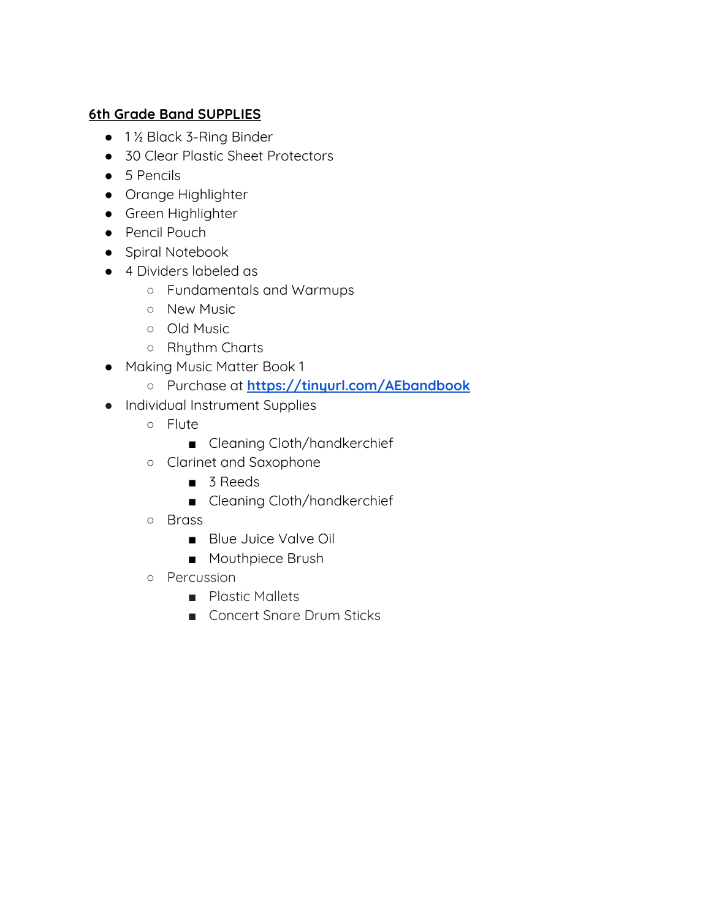## 6th Grade Band SUPPLIES

- 1 ½ Black 3-Ring Binder
- 30 Clear Plastic Sheet Protectors
- 5 Pencils
- Orange Highlighter
- Green Highlighter
- Pencil Pouch
- Spiral Notebook
- 4 Dividers labeled as
  - Fundamentals and Warmups
  - New Music
  - Old Music
  - Rhythm Charts
- Making Music Matter Book 1
  - Purchase at [https://tinyurl.com/AEbandbook](https://tinyurl.com/AEbandbook)
- Individual Instrument Supplies
  - Flute
    - Cleaning Cloth/handkerchief
  - Clarinet and Saxophone
    - 3 Reeds
    - Cleaning Cloth/handkerchief
  - Brass
    - Blue Juice Valve Oil
    - Mouthpiece Brush
  - Percussion
    - Plastic Mallets
    - Concert Snare Drum Sticks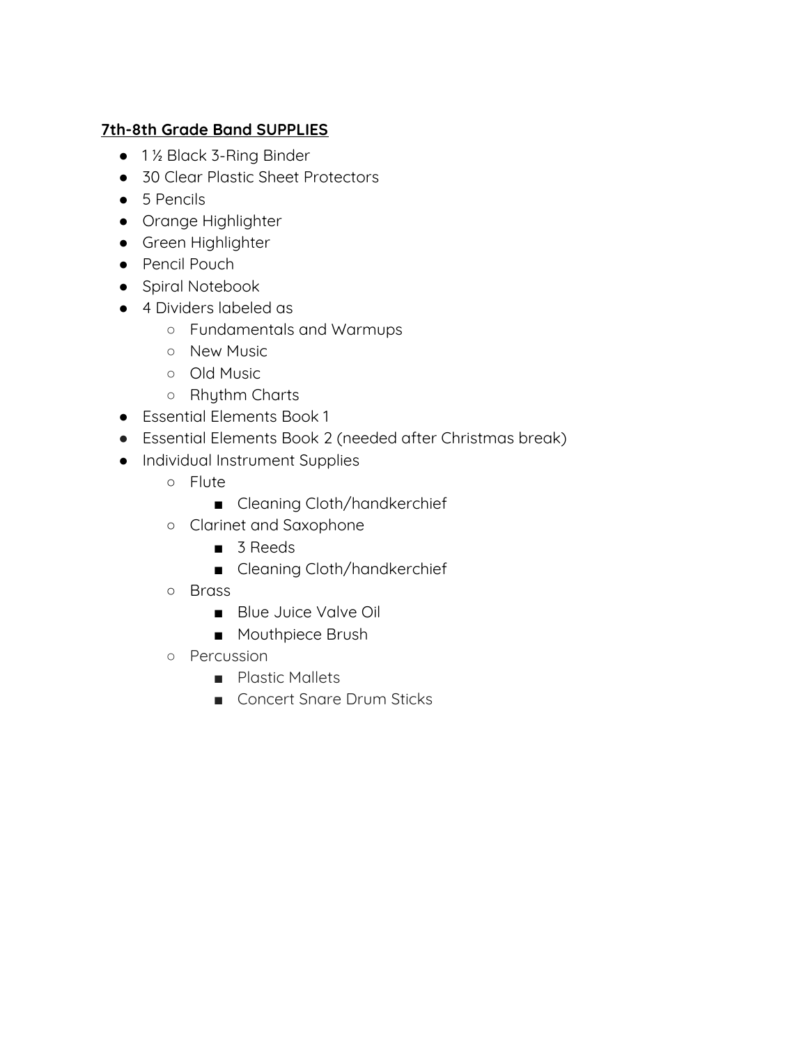**7th-8th Grade Band SUPPLIES**

- 1 ½ Black 3-Ring Binder
- 30 Clear Plastic Sheet Protectors
- 5 Pencils
- Orange Highlighter
- Green Highlighter
- Pencil Pouch
- Spiral Notebook
- 4 Dividers labeled as
    - Fundamentals and Warmups
    - New Music
    - Old Music
    - Rhythm Charts
- Essential Elements Book 1
- Essential Elements Book 2 (needed after Christmas break)
- Individual Instrument Supplies
    - Flute
        - Cleaning Cloth/handkerchief
    - Clarinet and Saxophone
        - 3 Reeds
        - Cleaning Cloth/handkerchief
    - Brass
        - Blue Juice Valve Oil
        - Mouthpiece Brush
    - Percussion
        - Plastic Mallets
        - Concert Snare Drum Sticks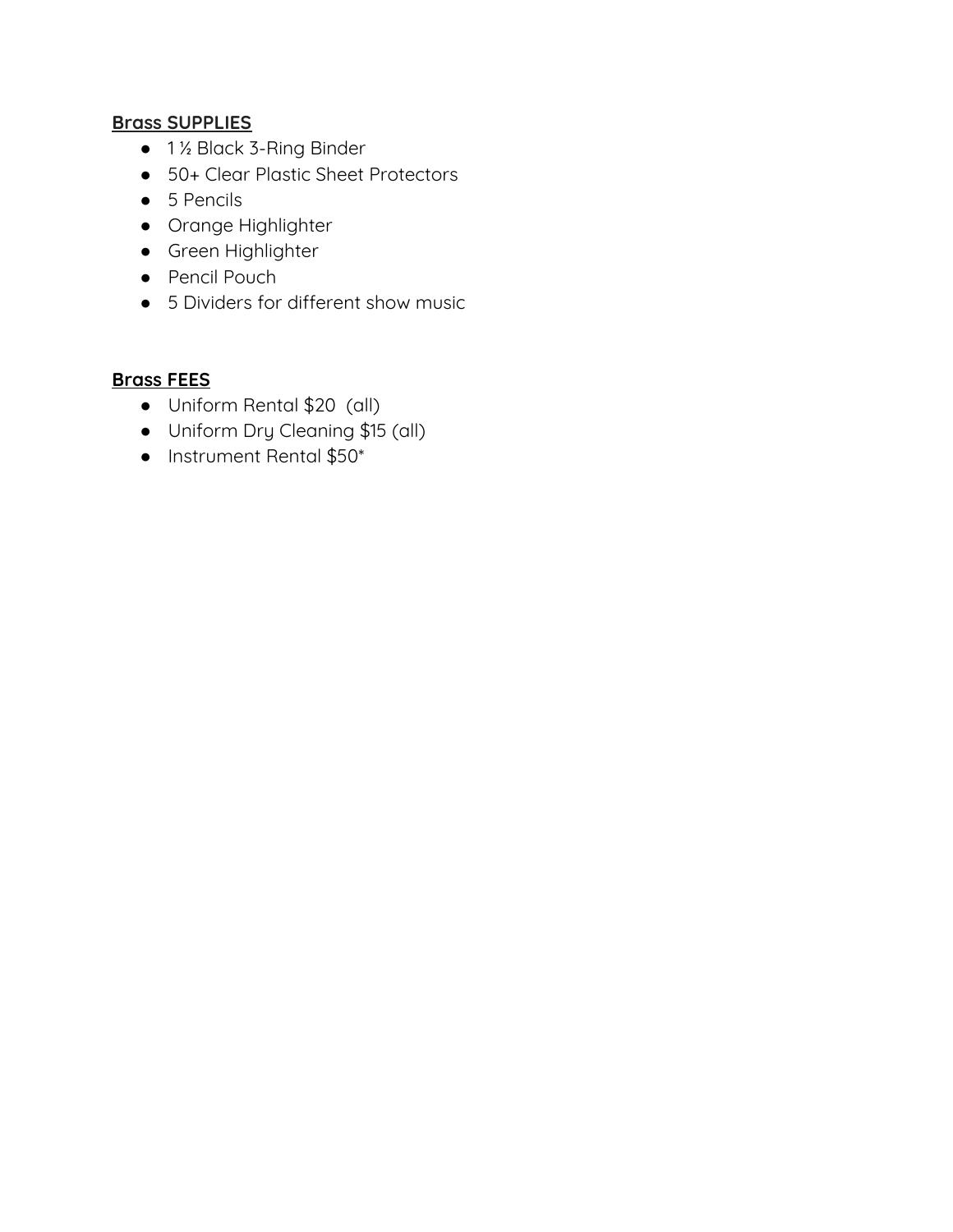**Brass SUPPLIES**

- 1 ½ Black 3-Ring Binder
- 50+ Clear Plastic Sheet Protectors
- 5 Pencils
- Orange Highlighter
- Green Highlighter
- Pencil Pouch
- 5 Dividers for different show music

**Brass FEES**

- Uniform Rental $20 (all)
- Uniform Dry Cleaning $15 (all)
- Instrument Rental $50*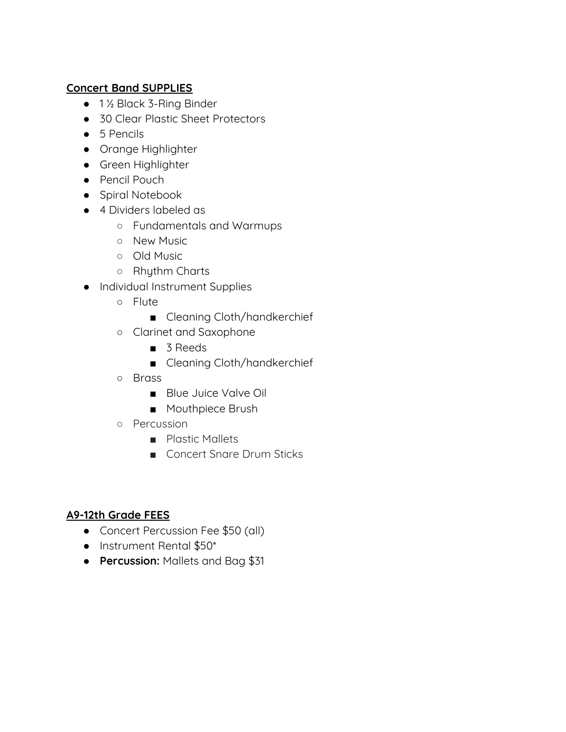**<u>Concert Band SUPPLIES</u>**

- 1 ½ Black 3-Ring Binder
- 30 Clear Plastic Sheet Protectors
- 5 Pencils
- Orange Highlighter
- Green Highlighter
- Pencil Pouch
- Spiral Notebook
- 4 Dividers labeled as
  - Fundamentals and Warmups
  - New Music
  - Old Music
  - Rhythm Charts
- Individual Instrument Supplies
  - Flute
    - Cleaning Cloth/handkerchief
  - Clarinet and Saxophone
    - 3 Reeds
    - Cleaning Cloth/handkerchief
  - Brass
    - Blue Juice Valve Oil
    - Mouthpiece Brush
  - Percussion
    - Plastic Mallets
    - Concert Snare Drum Sticks

**<u>A9-12th Grade FEES</u>**

- Concert Percussion Fee $50 (all)
- Instrument Rental $50*
- **Percussion:** Mallets and Bag $31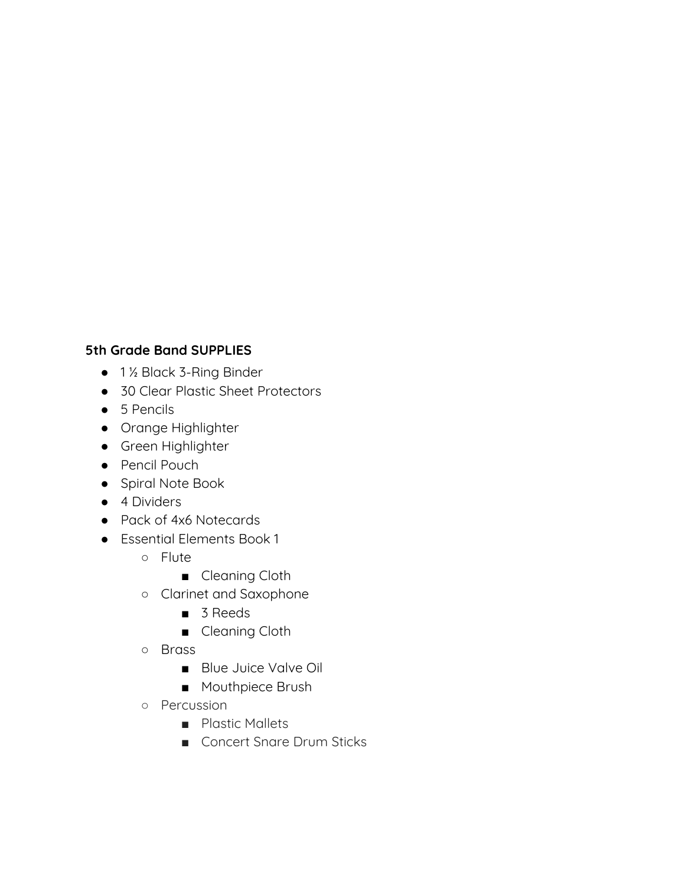**5th Grade Band SUPPLIES**

- 1 ½ Black 3-Ring Binder
- 30 Clear Plastic Sheet Protectors
- 5 Pencils
- Orange Highlighter
- Green Highlighter
- Pencil Pouch
- Spiral Note Book
- 4 Dividers
- Pack of 4x6 Notecards
- Essential Elements Book 1
  - Flute
    - Cleaning Cloth
  - Clarinet and Saxophone
    - 3 Reeds
    - Cleaning Cloth
  - Brass
    - Blue Juice Valve Oil
    - Mouthpiece Brush
  - Percussion
    - Plastic Mallets
    - Concert Snare Drum Sticks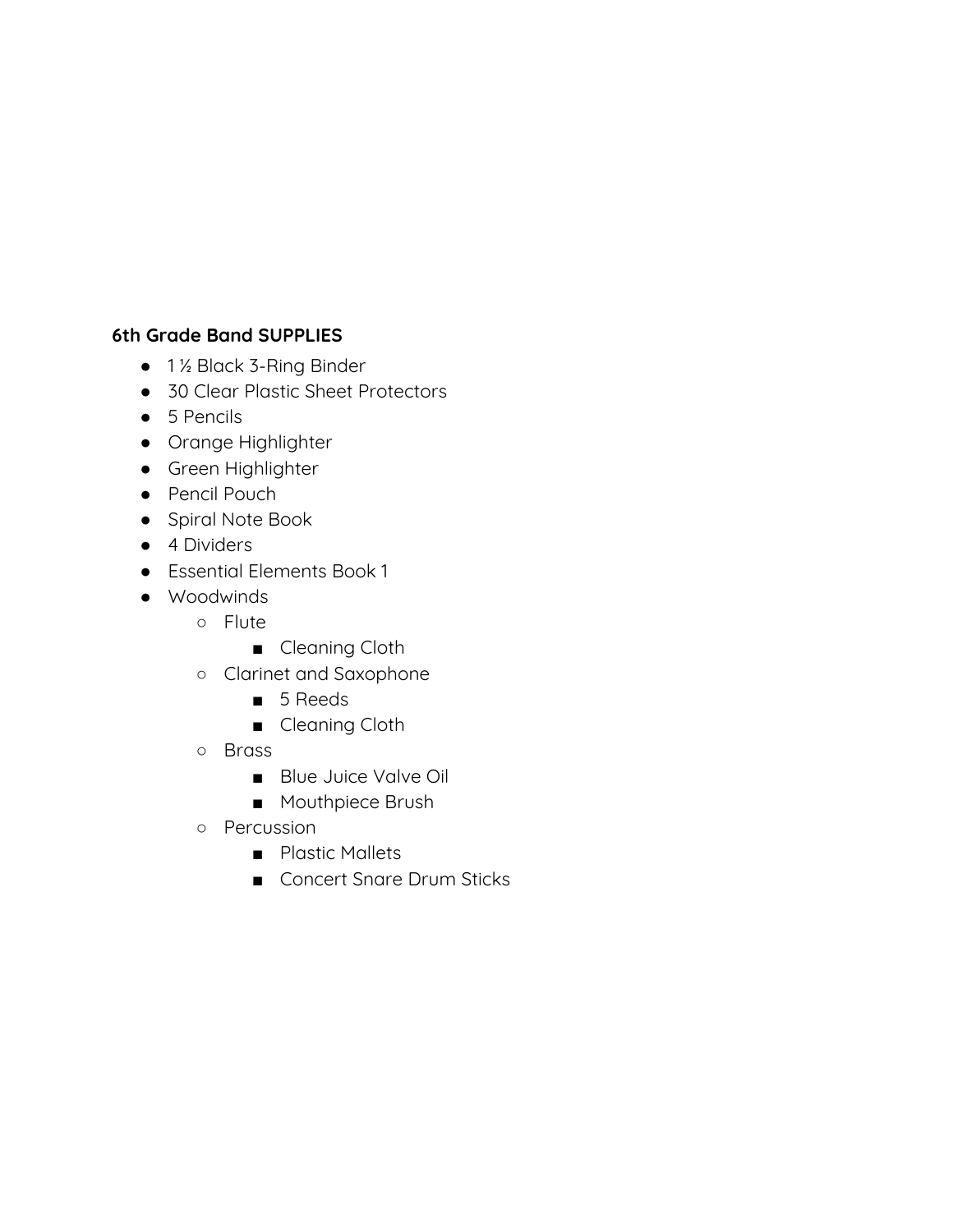**6th Grade Band SUPPLIES**

- 1 ½ Black 3-Ring Binder
- 30 Clear Plastic Sheet Protectors
- 5 Pencils
- Orange Highlighter
- Green Highlighter
- Pencil Pouch
- Spiral Note Book
- 4 Dividers
- Essential Elements Book 1
- Woodwinds
  - Flute
    - Cleaning Cloth
  - Clarinet and Saxophone
    - 5 Reeds
    - Cleaning Cloth
  - Brass
    - Blue Juice Valve Oil
    - Mouthpiece Brush
  - Percussion
    - Plastic Mallets
    - Concert Snare Drum Sticks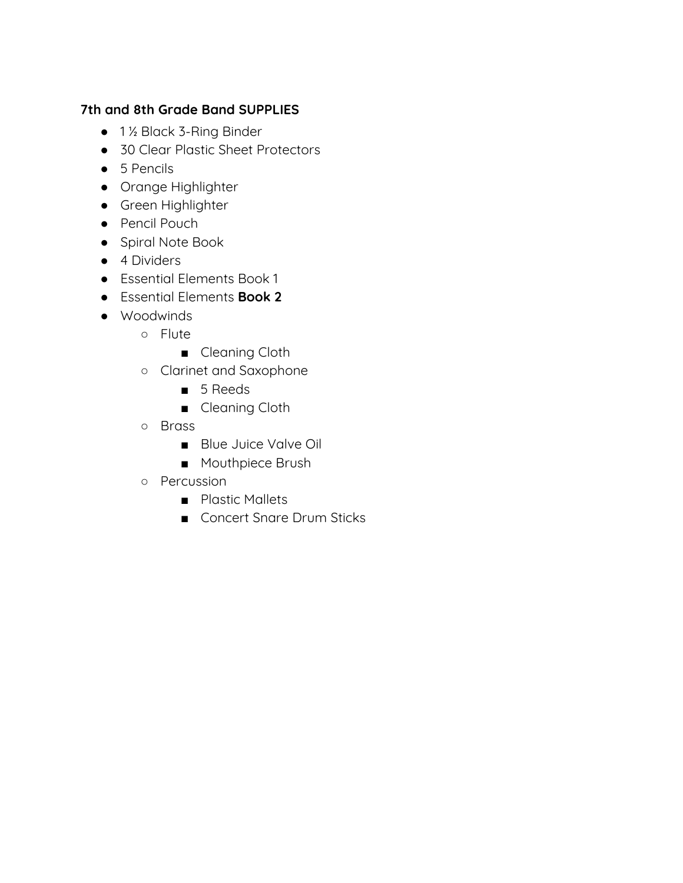**7th and 8th Grade Band SUPPLIES**

- 1 ½ Black 3-Ring Binder
- 30 Clear Plastic Sheet Protectors
- 5 Pencils
- Orange Highlighter
- Green Highlighter
- Pencil Pouch
- Spiral Note Book
- 4 Dividers
- Essential Elements Book 1
- Essential Elements **Book 2**
- Woodwinds
    - Flute
        - Cleaning Cloth
    - Clarinet and Saxophone
        - 5 Reeds
        - Cleaning Cloth
    - Brass
        - Blue Juice Valve Oil
        - Mouthpiece Brush
    - Percussion
        - Plastic Mallets
        - Concert Snare Drum Sticks